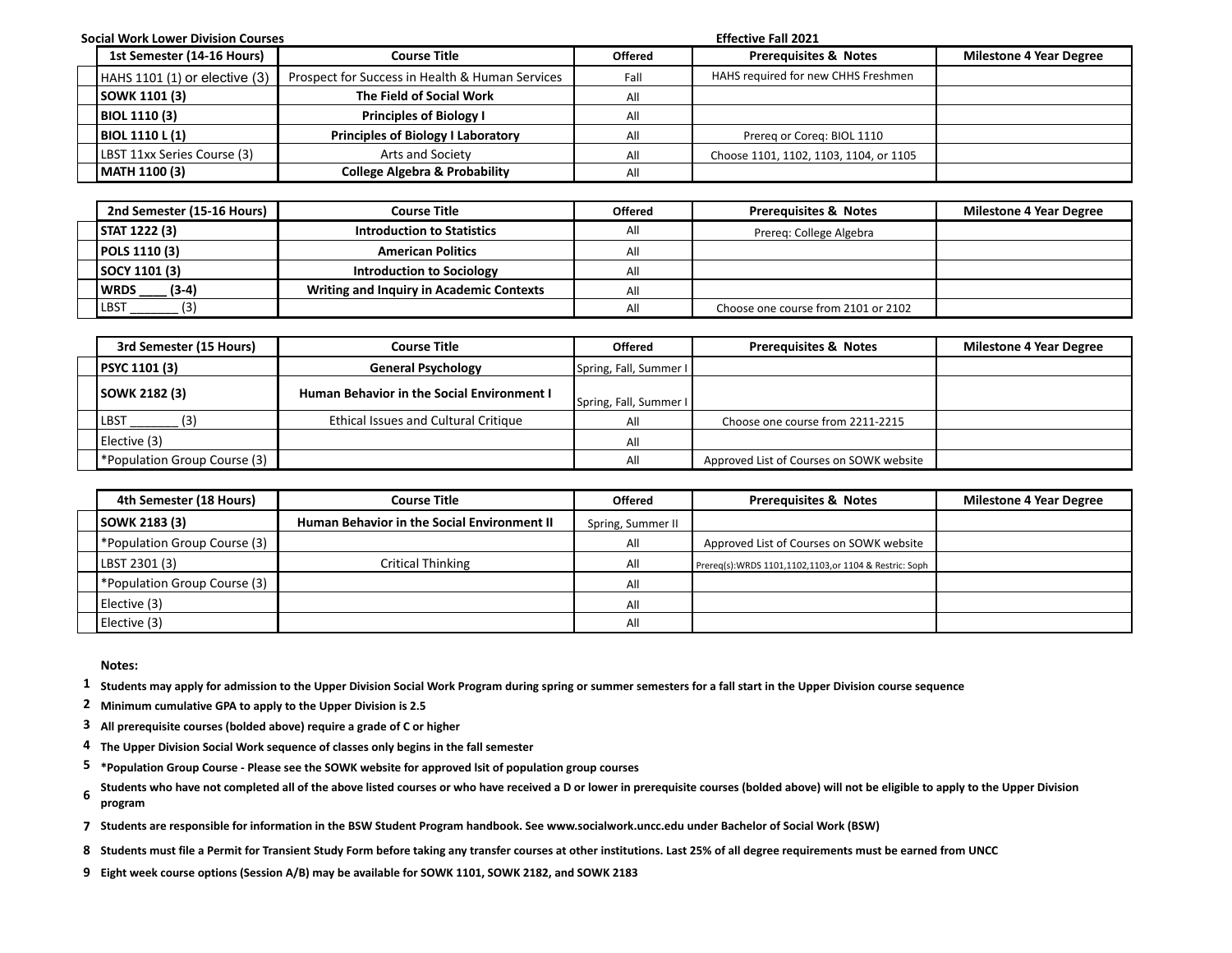**Social Work Lower Division Courses** **Effective Fall 2021**

| 1st Semester (14-16 Hours) | Course Title | Offered | Prerequisites & Notes | Milestone 4 Year Degree |
|---|---|---|---|---|
| HAHS 1101 (1) or elective (3) | Prospect for Success in Health & Human Services | Fall | HAHS required for new CHHS Freshmen | |
| **SOWK 1101 (3)** | **The Field of Social Work** | All | | |
| **BIOL 1110 (3)** | **Principles of Biology I** | All | | |
| **BIOL 1110 L (1)** | **Principles of Biology I Laboratory** | All | Prereq or Coreq: BIOL 1110 | |
| LBST 11xx Series Course (3) | Arts and Society | All | Choose 1101, 1102, 1103, 1104, or 1105 | |
| **MATH 1100 (3)** | **College Algebra & Probability** | All | | |

| 2nd Semester (15-16 Hours) | Course Title | Offered | Prerequisites & Notes | Milestone 4 Year Degree |
|---|---|---|---|---|
| **STAT 1222 (3)** | **Introduction to Statistics** | All | Prereq: College Algebra | |
| **POLS 1110 (3)** | **American Politics** | All | | |
| **SOCY 1101 (3)** | **Introduction to Sociology** | All | | |
| **WRDS ____ (3-4)** | **Writing and Inquiry in Academic Contexts** | All | | |
| LBST _______ (3) | | All | Choose one course from 2101 or 2102 | |

| 3rd Semester (15 Hours) | Course Title | Offered | Prerequisites & Notes | Milestone 4 Year Degree |
|---|---|---|---|---|
| **PSYC 1101 (3)** | **General Psychology** | Spring, Fall, Summer I | | |
| **SOWK 2182 (3)** | **Human Behavior in the Social Environment I** | Spring, Fall, Summer I | | |
| LBST _______ (3) | Ethical Issues and Cultural Critique | All | Choose one course from 2211-2215 | |
| Elective (3) | | All | | |
| *Population Group Course (3) | | All | Approved List of Courses on SOWK website | |

| 4th Semester (18 Hours) | Course Title | Offered | Prerequisites & Notes | Milestone 4 Year Degree |
|---|---|---|---|---|
| **SOWK 2183 (3)** | **Human Behavior in the Social Environment II** | Spring, Summer II | | |
| *Population Group Course (3) | | All | Approved List of Courses on SOWK website | |
| LBST 2301 (3) | Critical Thinking | All | Prereq(s):WRDS 1101,1102,1103,or 1104 & Restric: Soph | |
| *Population Group Course (3) | | All | | |
| Elective (3) | | All | | |
| Elective (3) | | All | | |

**Notes:**

1. **Students may apply for admission to the Upper Division Social Work Program during spring or summer semesters for a fall start in the Upper Division course sequence**
2. **Minimum cumulative GPA to apply to the Upper Division is 2.5**
3. **All prerequisite courses (bolded above) require a grade of C or higher**
4. **The Upper Division Social Work sequence of classes only begins in the fall semester**
5. ***Population Group Course - Please see the SOWK website for approved lsit of population group courses**
6. **Students who have not completed all of the above listed courses or who have received a D or lower in prerequisite courses (bolded above) will not be eligible to apply to the Upper Division program**
7. **Students are responsible for information in the BSW Student Program handbook. See www.socialwork.uncc.edu under Bachelor of Social Work (BSW)**
8. **Students must file a Permit for Transient Study Form before taking any transfer courses at other institutions. Last 25% of all degree requirements must be earned from UNCC**
9. **Eight week course options (Session A/B) may be available for SOWK 1101, SOWK 2182, and SOWK 2183**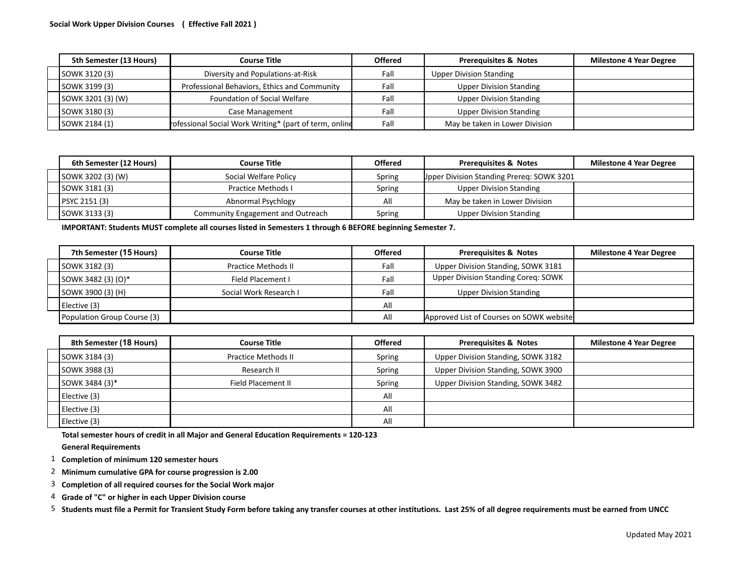**Social Work Upper Division Courses ( Effective Fall 2021 )**

| 5th Semester (13 Hours) | Course Title | Offered | Prerequisites & Notes | Milestone 4 Year Degree |
|---|---|---|---|---|
| SOWK 3120 (3) | Diversity and Populations-at-Risk | Fall | Upper Division Standing | |
| SOWK 3199 (3) | Professional Behaviors, Ethics and Community | Fall | Upper Division Standing | |
| SOWK 3201 (3) (W) | Foundation of Social Welfare | Fall | Upper Division Standing | |
| SOWK 3180 (3) | Case Management | Fall | Upper Division Standing | |
| SOWK 2184 (1) | rofessional Social Work Writing* (part of term, online | Fall | May be taken in Lower Division | |

| 6th Semester (12 Hours) | Course Title | Offered | Prerequisites & Notes | Milestone 4 Year Degree |
|---|---|---|---|---|
| SOWK 3202 (3) (W) | Social Welfare Policy | Spring | Jpper Division Standing Prereq: SOWK 3201 | |
| SOWK 3181 (3) | Practice Methods I | Spring | Upper Division Standing | |
| PSYC 2151 (3) | Abnormal Psychlogy | All | May be taken in Lower Division | |
| SOWK 3133 (3) | Community Engagement and Outreach | Spring | Upper Division Standing | |

**IMPORTANT: Students MUST complete all courses listed in Semesters 1 through 6 BEFORE beginning Semester 7.**

| 7th Semester (15 Hours) | Course Title | Offered | Prerequisites & Notes | Milestone 4 Year Degree |
|---|---|---|---|---|
| SOWK 3182 (3) | Practice Methods II | Fall | Upper Division Standing, SOWK 3181 | |
| SOWK 3482 (3) (O)* | Field Placement I | Fall | Upper Division Standing Coreq: SOWK | |
| SOWK 3900 (3) (H) | Social Work Research I | Fall | Upper Division Standing | |
| Elective (3) | | All | | |
| Population Group Course (3) | | All | Approved List of Courses on SOWK website | |

| 8th Semester (18 Hours) | Course Title | Offered | Prerequisites & Notes | Milestone 4 Year Degree |
|---|---|---|---|---|
| SOWK 3184 (3) | Practice Methods II | Spring | Upper Division Standing, SOWK 3182 | |
| SOWK 3988 (3) | Research II | Spring | Upper Division Standing, SOWK 3900 | |
| SOWK 3484 (3)* | Field Placement II | Spring | Upper Division Standing, SOWK 3482 | |
| Elective (3) | | All | | |
| Elective (3) | | All | | |
| Elective (3) | | All | | |

**Total semester hours of credit in all Major and General Education Requirements = 120-123**

**General Requirements**

1. **Completion of minimum 120 semester hours**
2. **Minimum cumulative GPA for course progression is 2.00**
3. **Completion of all required courses for the Social Work major**
4. **Grade of "C" or higher in each Upper Division course**
5. **Students must file a Permit for Transient Study Form before taking any transfer courses at other institutions. Last 25% of all degree requirements must be earned from UNCC**

Updated May 2021